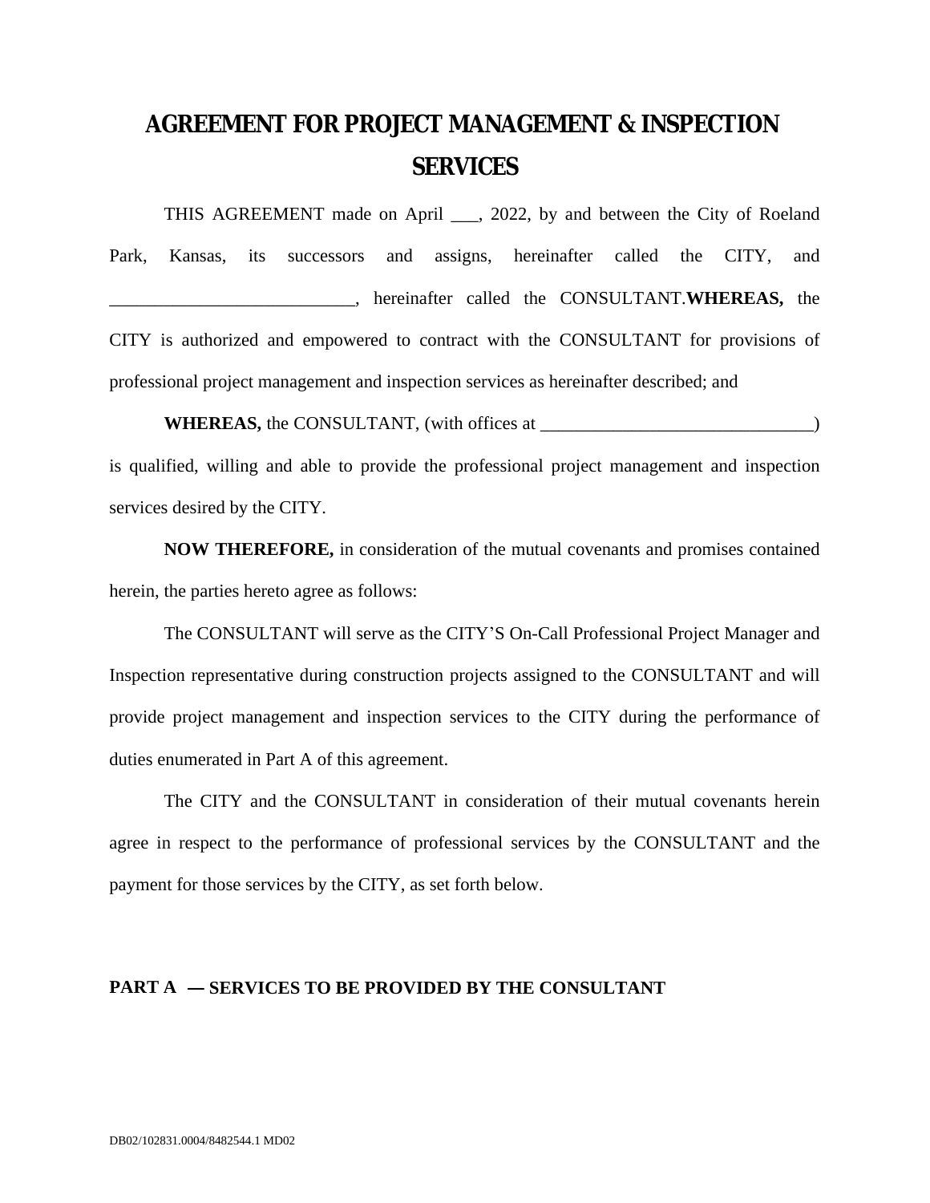# AGREEMENT FOR PROJECT MANAGEMENT & INSPECTION SERVICES

THIS AGREEMENT made on April ___, 2022, by and between the City of Roeland Park, Kansas, its successors and assigns, hereinafter called the CITY, and ___________________________, hereinafter called the CONSULTANT.**WHEREAS,** the CITY is authorized and empowered to contract with the CONSULTANT for provisions of professional project management and inspection services as hereinafter described; and

**WHEREAS,** the CONSULTANT, (with offices at ______________________________) is qualified, willing and able to provide the professional project management and inspection services desired by the CITY.

**NOW THEREFORE,** in consideration of the mutual covenants and promises contained herein, the parties hereto agree as follows:

The CONSULTANT will serve as the CITY'S On-Call Professional Project Manager and Inspection representative during construction projects assigned to the CONSULTANT and will provide project management and inspection services to the CITY during the performance of duties enumerated in Part A of this agreement.

The CITY and the CONSULTANT in consideration of their mutual covenants herein agree in respect to the performance of professional services by the CONSULTANT and the payment for those services by the CITY, as set forth below.

## PART A — SERVICES TO BE PROVIDED BY THE CONSULTANT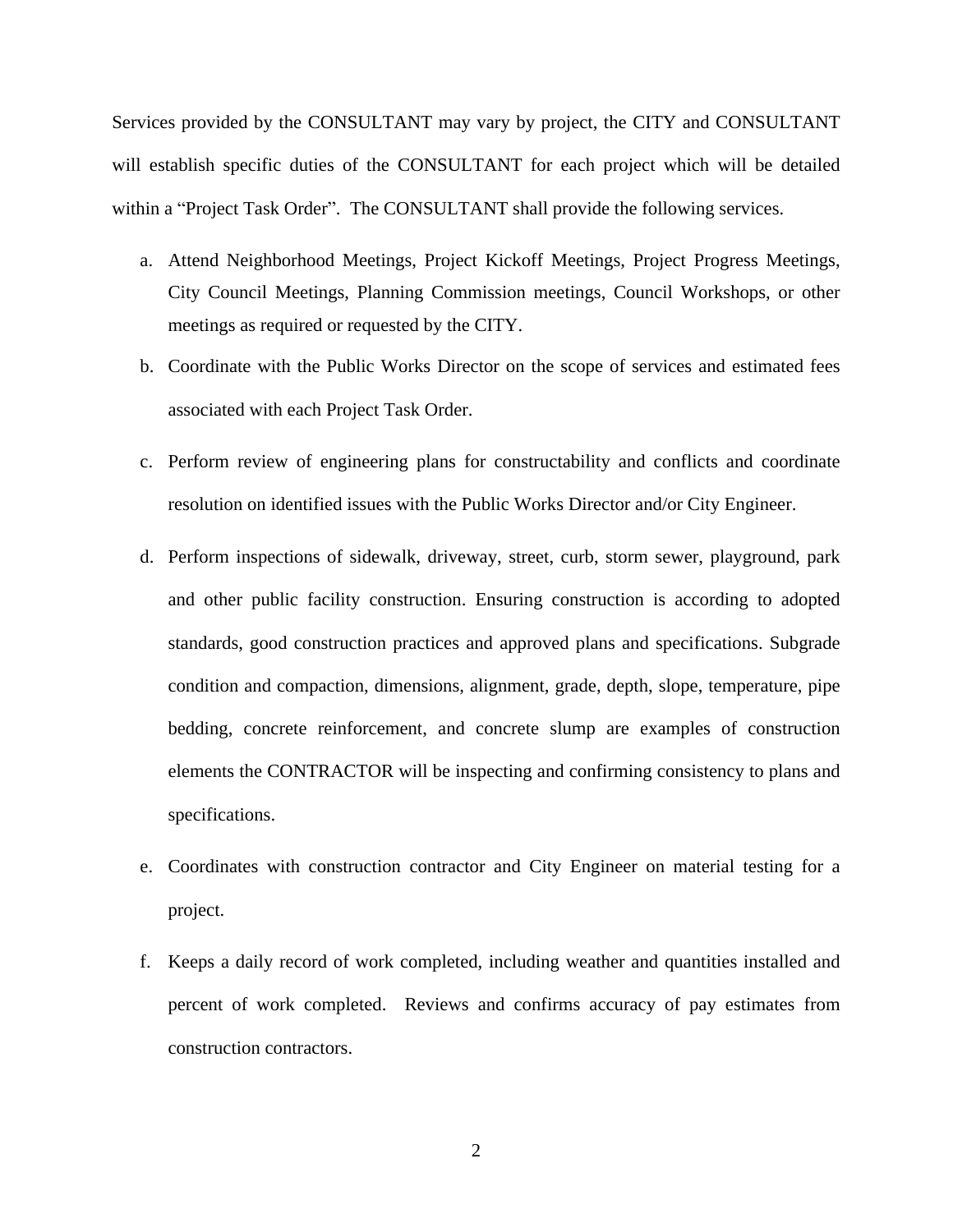Services provided by the CONSULTANT may vary by project, the CITY and CONSULTANT will establish specific duties of the CONSULTANT for each project which will be detailed within a "Project Task Order". The CONSULTANT shall provide the following services.

a. Attend Neighborhood Meetings, Project Kickoff Meetings, Project Progress Meetings, City Council Meetings, Planning Commission meetings, Council Workshops, or other meetings as required or requested by the CITY.
b. Coordinate with the Public Works Director on the scope of services and estimated fees associated with each Project Task Order.
c. Perform review of engineering plans for constructability and conflicts and coordinate resolution on identified issues with the Public Works Director and/or City Engineer.
d. Perform inspections of sidewalk, driveway, street, curb, storm sewer, playground, park and other public facility construction. Ensuring construction is according to adopted standards, good construction practices and approved plans and specifications. Subgrade condition and compaction, dimensions, alignment, grade, depth, slope, temperature, pipe bedding, concrete reinforcement, and concrete slump are examples of construction elements the CONTRACTOR will be inspecting and confirming consistency to plans and specifications.
e. Coordinates with construction contractor and City Engineer on material testing for a project.
f. Keeps a daily record of work completed, including weather and quantities installed and percent of work completed. Reviews and confirms accuracy of pay estimates from construction contractors.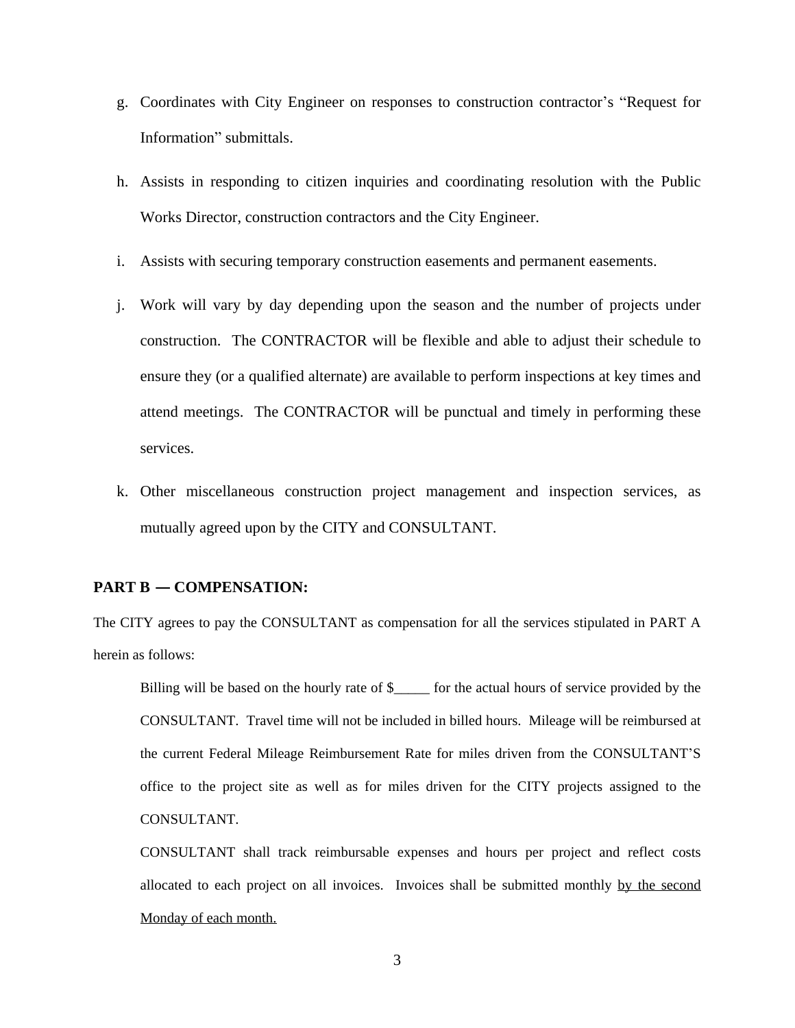g. Coordinates with City Engineer on responses to construction contractor's "Request for Information" submittals.

h. Assists in responding to citizen inquiries and coordinating resolution with the Public Works Director, construction contractors and the City Engineer.

i. Assists with securing temporary construction easements and permanent easements.

j. Work will vary by day depending upon the season and the number of projects under construction. The CONTRACTOR will be flexible and able to adjust their schedule to ensure they (or a qualified alternate) are available to perform inspections at key times and attend meetings. The CONTRACTOR will be punctual and timely in performing these services.

k. Other miscellaneous construction project management and inspection services, as mutually agreed upon by the CITY and CONSULTANT.

**PART B — COMPENSATION:**

The CITY agrees to pay the CONSULTANT as compensation for all the services stipulated in PART A herein as follows:

Billing will be based on the hourly rate of $_____ for the actual hours of service provided by the CONSULTANT. Travel time will not be included in billed hours. Mileage will be reimbursed at the current Federal Mileage Reimbursement Rate for miles driven from the CONSULTANT'S office to the project site as well as for miles driven for the CITY projects assigned to the CONSULTANT.

CONSULTANT shall track reimbursable expenses and hours per project and reflect costs allocated to each project on all invoices. Invoices shall be submitted monthly <u>by the second Monday of each month.</u>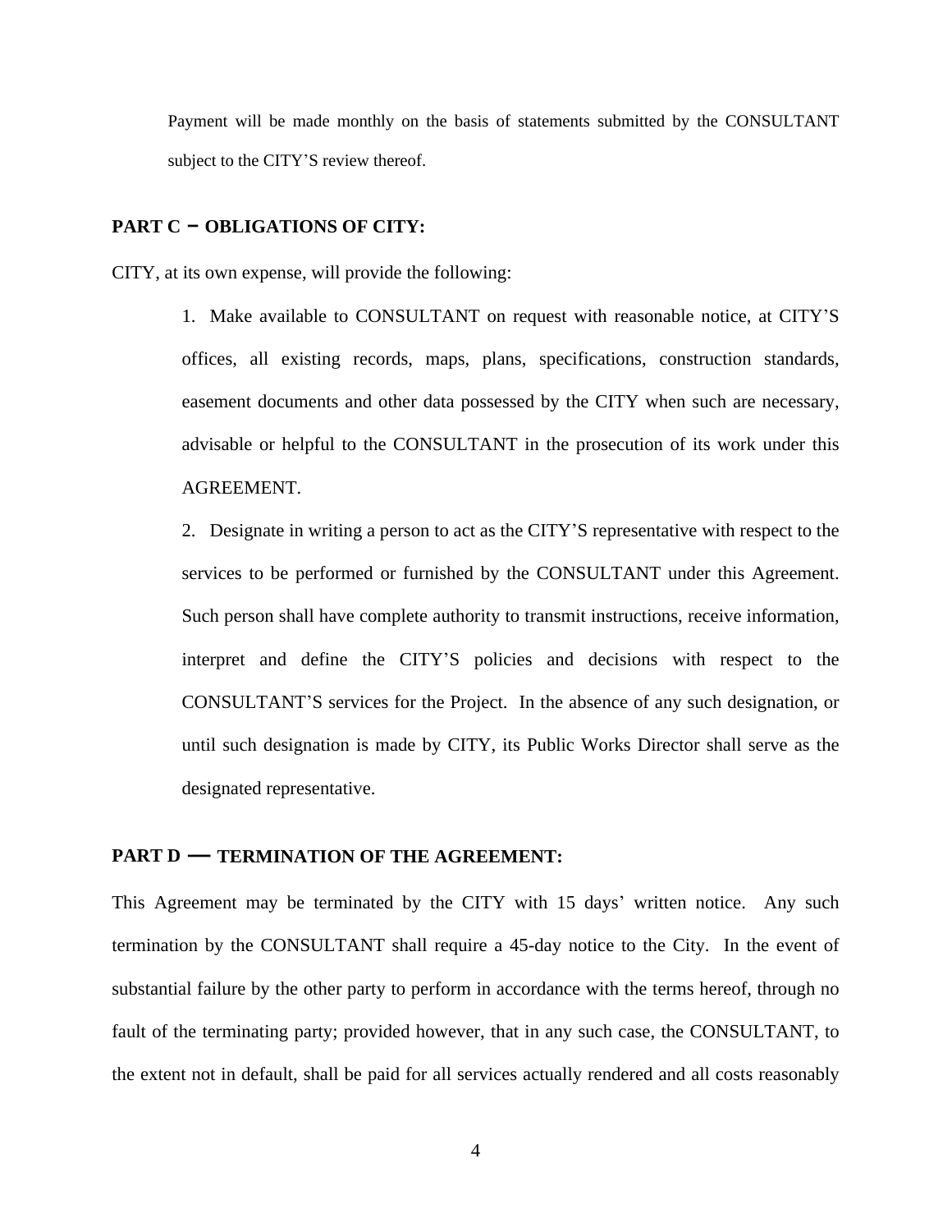Payment will be made monthly on the basis of statements submitted by the CONSULTANT subject to the CITY'S review thereof.

**PART C – OBLIGATIONS OF CITY:**

CITY, at its own expense, will provide the following:

1. Make available to CONSULTANT on request with reasonable notice, at CITY'S offices, all existing records, maps, plans, specifications, construction standards, easement documents and other data possessed by the CITY when such are necessary, advisable or helpful to the CONSULTANT in the prosecution of its work under this AGREEMENT.
2. Designate in writing a person to act as the CITY'S representative with respect to the services to be performed or furnished by the CONSULTANT under this Agreement. Such person shall have complete authority to transmit instructions, receive information, interpret and define the CITY'S policies and decisions with respect to the CONSULTANT'S services for the Project. In the absence of any such designation, or until such designation is made by CITY, its Public Works Director shall serve as the designated representative.

**PART D — TERMINATION OF THE AGREEMENT:**

This Agreement may be terminated by the CITY with 15 days' written notice. Any such termination by the CONSULTANT shall require a 45-day notice to the City. In the event of substantial failure by the other party to perform in accordance with the terms hereof, through no fault of the terminating party; provided however, that in any such case, the CONSULTANT, to the extent not in default, shall be paid for all services actually rendered and all costs reasonably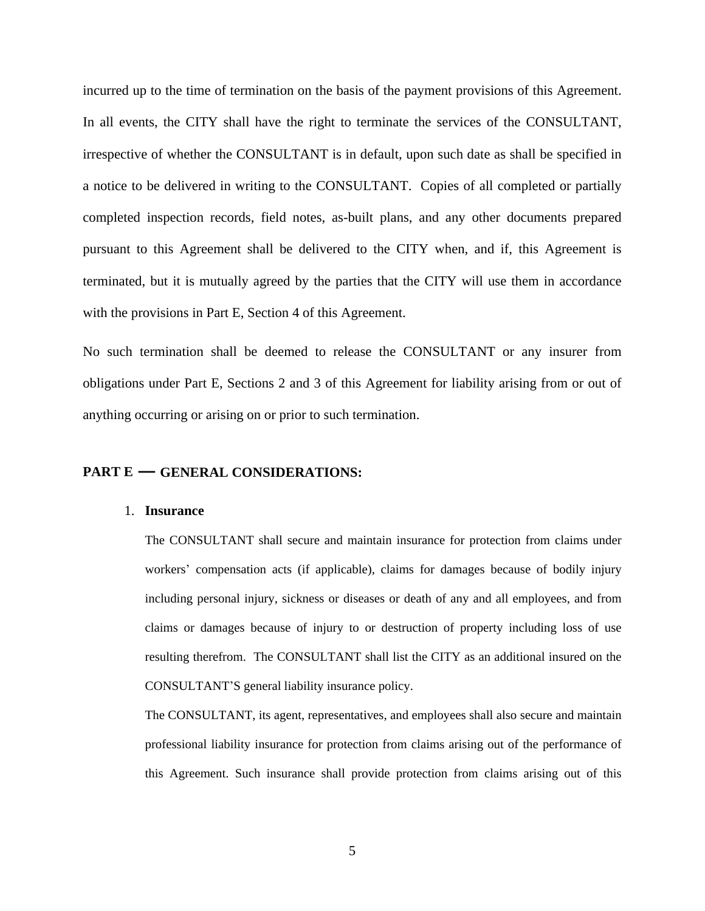incurred up to the time of termination on the basis of the payment provisions of this Agreement. In all events, the CITY shall have the right to terminate the services of the CONSULTANT, irrespective of whether the CONSULTANT is in default, upon such date as shall be specified in a notice to be delivered in writing to the CONSULTANT. Copies of all completed or partially completed inspection records, field notes, as-built plans, and any other documents prepared pursuant to this Agreement shall be delivered to the CITY when, and if, this Agreement is terminated, but it is mutually agreed by the parties that the CITY will use them in accordance with the provisions in Part E, Section 4 of this Agreement.

No such termination shall be deemed to release the CONSULTANT or any insurer from obligations under Part E, Sections 2 and 3 of this Agreement for liability arising from or out of anything occurring or arising on or prior to such termination.

## PART E — GENERAL CONSIDERATIONS:

1. **Insurance**

   The CONSULTANT shall secure and maintain insurance for protection from claims under workers' compensation acts (if applicable), claims for damages because of bodily injury including personal injury, sickness or diseases or death of any and all employees, and from claims or damages because of injury to or destruction of property including loss of use resulting therefrom. The CONSULTANT shall list the CITY as an additional insured on the CONSULTANT'S general liability insurance policy.

   The CONSULTANT, its agent, representatives, and employees shall also secure and maintain professional liability insurance for protection from claims arising out of the performance of this Agreement. Such insurance shall provide protection from claims arising out of this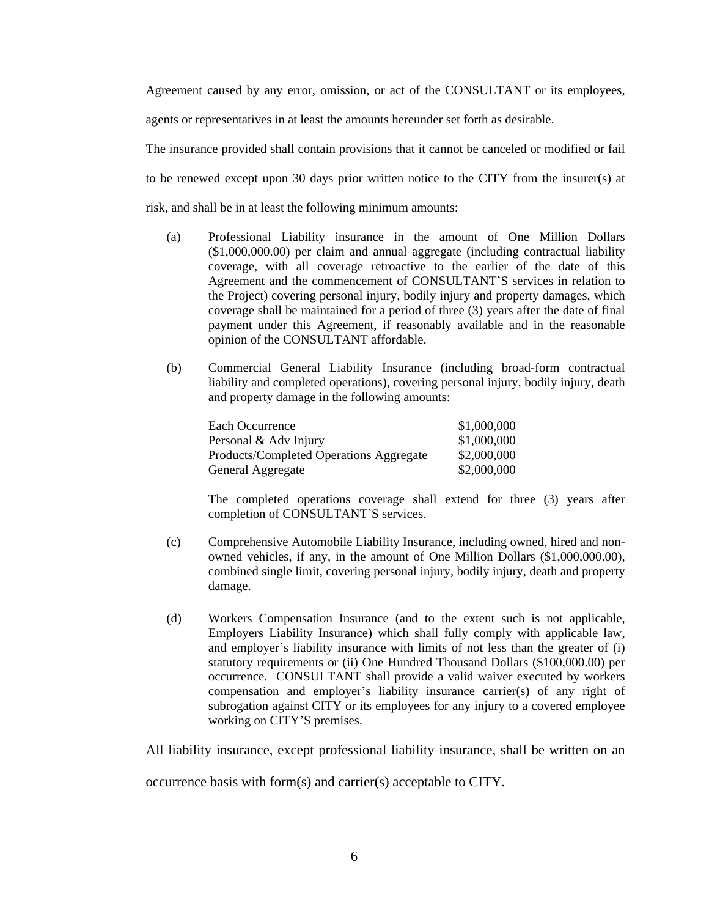Agreement caused by any error, omission, or act of the CONSULTANT or its employees, agents or representatives in at least the amounts hereunder set forth as desirable.

The insurance provided shall contain provisions that it cannot be canceled or modified or fail to be renewed except upon 30 days prior written notice to the CITY from the insurer(s) at risk, and shall be in at least the following minimum amounts:

(a) Professional Liability insurance in the amount of One Million Dollars ($1,000,000.00) per claim and annual aggregate (including contractual liability coverage, with all coverage retroactive to the earlier of the date of this Agreement and the commencement of CONSULTANT'S services in relation to the Project) covering personal injury, bodily injury and property damages, which coverage shall be maintained for a period of three (3) years after the date of final payment under this Agreement, if reasonably available and in the reasonable opinion of the CONSULTANT affordable.

(b) Commercial General Liability Insurance (including broad-form contractual liability and completed operations), covering personal injury, bodily injury, death and property damage in the following amounts:

| | |
|---|---|
| Each Occurrence | $1,000,000 |
| Personal & Adv Injury | $1,000,000 |
| Products/Completed Operations Aggregate | $2,000,000 |
| General Aggregate | $2,000,000 |

The completed operations coverage shall extend for three (3) years after completion of CONSULTANT'S services.

(c) Comprehensive Automobile Liability Insurance, including owned, hired and non-owned vehicles, if any, in the amount of One Million Dollars ($1,000,000.00), combined single limit, covering personal injury, bodily injury, death and property damage.

(d) Workers Compensation Insurance (and to the extent such is not applicable, Employers Liability Insurance) which shall fully comply with applicable law, and employer's liability insurance with limits of not less than the greater of (i) statutory requirements or (ii) One Hundred Thousand Dollars ($100,000.00) per occurrence. CONSULTANT shall provide a valid waiver executed by workers compensation and employer's liability insurance carrier(s) of any right of subrogation against CITY or its employees for any injury to a covered employee working on CITY'S premises.

All liability insurance, except professional liability insurance, shall be written on an occurrence basis with form(s) and carrier(s) acceptable to CITY.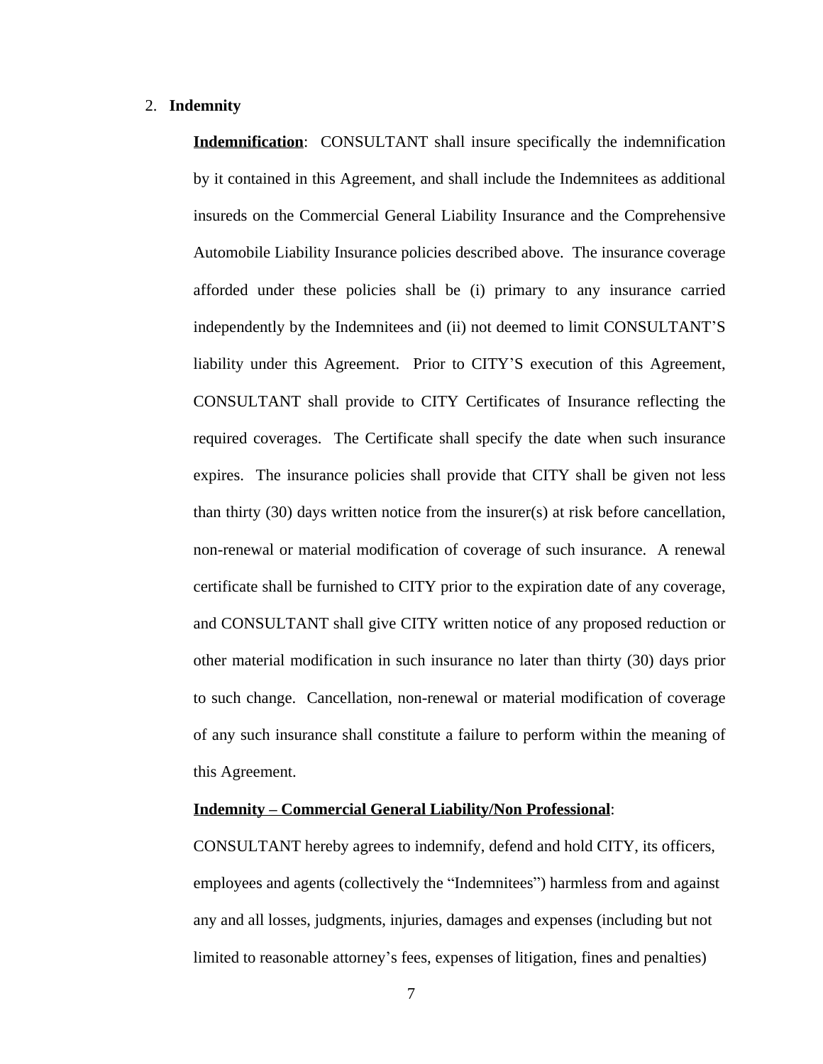2. **Indemnity**

**<u>Indemnification</u>**: CONSULTANT shall insure specifically the indemnification by it contained in this Agreement, and shall include the Indemnitees as additional insureds on the Commercial General Liability Insurance and the Comprehensive Automobile Liability Insurance policies described above. The insurance coverage afforded under these policies shall be (i) primary to any insurance carried independently by the Indemnitees and (ii) not deemed to limit CONSULTANT'S liability under this Agreement. Prior to CITY'S execution of this Agreement, CONSULTANT shall provide to CITY Certificates of Insurance reflecting the required coverages. The Certificate shall specify the date when such insurance expires. The insurance policies shall provide that CITY shall be given not less than thirty (30) days written notice from the insurer(s) at risk before cancellation, non-renewal or material modification of coverage of such insurance. A renewal certificate shall be furnished to CITY prior to the expiration date of any coverage, and CONSULTANT shall give CITY written notice of any proposed reduction or other material modification in such insurance no later than thirty (30) days prior to such change. Cancellation, non-renewal or material modification of coverage of any such insurance shall constitute a failure to perform within the meaning of this Agreement.

**<u>Indemnity – Commercial General Liability/Non Professional</u>**:

CONSULTANT hereby agrees to indemnify, defend and hold CITY, its officers, employees and agents (collectively the "Indemnitees") harmless from and against any and all losses, judgments, injuries, damages and expenses (including but not limited to reasonable attorney's fees, expenses of litigation, fines and penalties)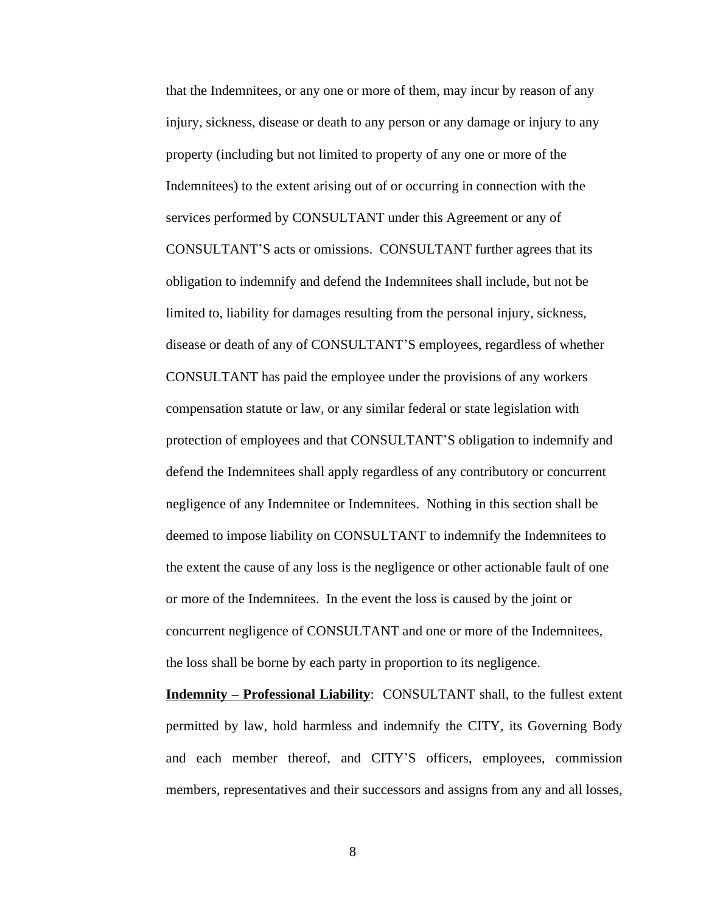that the Indemnitees, or any one or more of them, may incur by reason of any injury, sickness, disease or death to any person or any damage or injury to any property (including but not limited to property of any one or more of the Indemnitees) to the extent arising out of or occurring in connection with the services performed by CONSULTANT under this Agreement or any of CONSULTANT’S acts or omissions. CONSULTANT further agrees that its obligation to indemnify and defend the Indemnitees shall include, but not be limited to, liability for damages resulting from the personal injury, sickness, disease or death of any of CONSULTANT’S employees, regardless of whether CONSULTANT has paid the employee under the provisions of any workers compensation statute or law, or any similar federal or state legislation with protection of employees and that CONSULTANT’S obligation to indemnify and defend the Indemnitees shall apply regardless of any contributory or concurrent negligence of any Indemnitee or Indemnitees. Nothing in this section shall be deemed to impose liability on CONSULTANT to indemnify the Indemnitees to the extent the cause of any loss is the negligence or other actionable fault of one or more of the Indemnitees. In the event the loss is caused by the joint or concurrent negligence of CONSULTANT and one or more of the Indemnitees, the loss shall be borne by each party in proportion to its negligence.

**Indemnity – Professional Liability**: CONSULTANT shall, to the fullest extent permitted by law, hold harmless and indemnify the CITY, its Governing Body and each member thereof, and CITY’S officers, employees, commission members, representatives and their successors and assigns from any and all losses,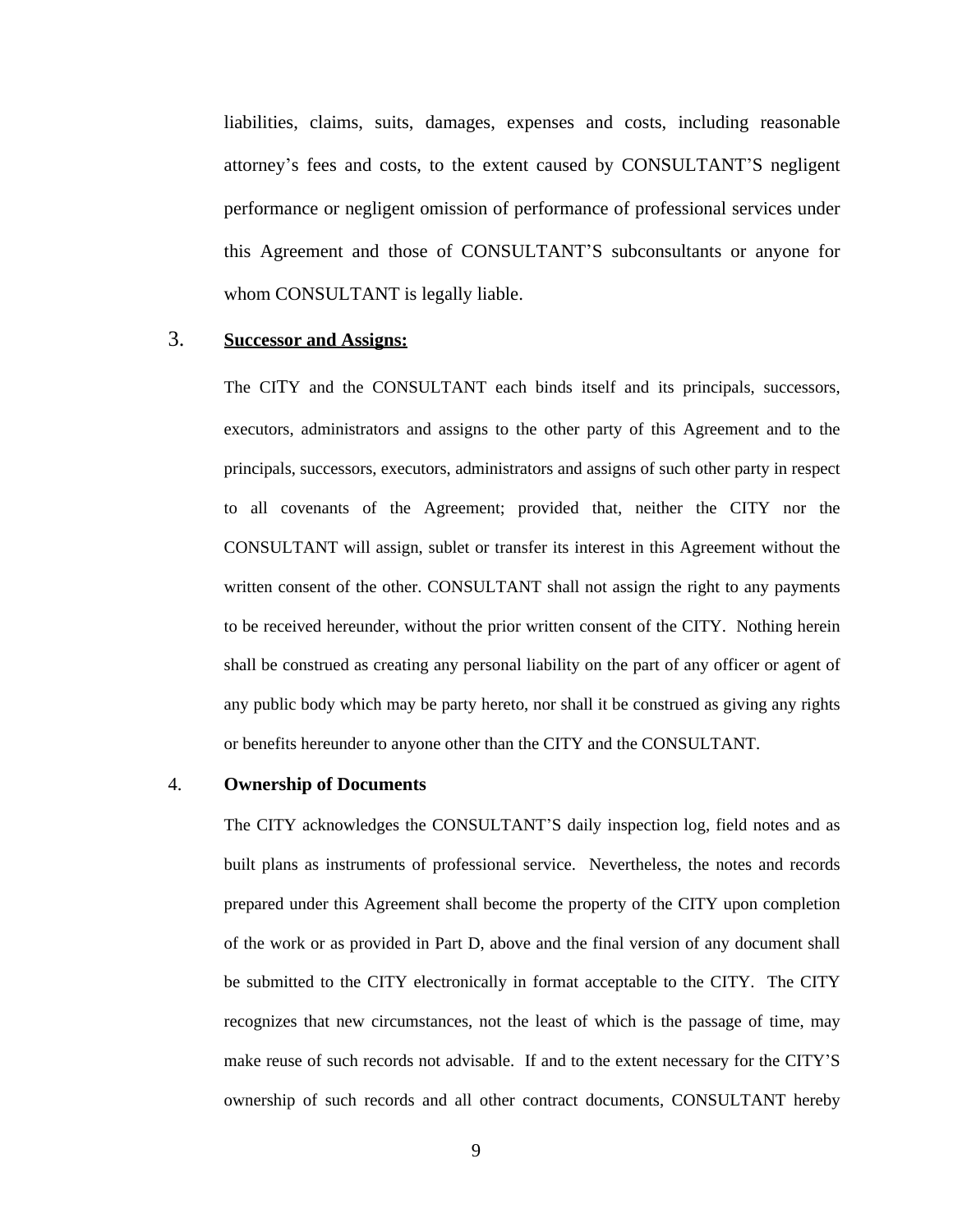liabilities, claims, suits, damages, expenses and costs, including reasonable attorney's fees and costs, to the extent caused by CONSULTANT'S negligent performance or negligent omission of performance of professional services under this Agreement and those of CONSULTANT'S subconsultants or anyone for whom CONSULTANT is legally liable.

3. **Successor and Assigns:**

The CITY and the CONSULTANT each binds itself and its principals, successors, executors, administrators and assigns to the other party of this Agreement and to the principals, successors, executors, administrators and assigns of such other party in respect to all covenants of the Agreement; provided that, neither the CITY nor the CONSULTANT will assign, sublet or transfer its interest in this Agreement without the written consent of the other. CONSULTANT shall not assign the right to any payments to be received hereunder, without the prior written consent of the CITY. Nothing herein shall be construed as creating any personal liability on the part of any officer or agent of any public body which may be party hereto, nor shall it be construed as giving any rights or benefits hereunder to anyone other than the CITY and the CONSULTANT.

4. **Ownership of Documents**

The CITY acknowledges the CONSULTANT'S daily inspection log, field notes and as built plans as instruments of professional service. Nevertheless, the notes and records prepared under this Agreement shall become the property of the CITY upon completion of the work or as provided in Part D, above and the final version of any document shall be submitted to the CITY electronically in format acceptable to the CITY. The CITY recognizes that new circumstances, not the least of which is the passage of time, may make reuse of such records not advisable. If and to the extent necessary for the CITY'S ownership of such records and all other contract documents, CONSULTANT hereby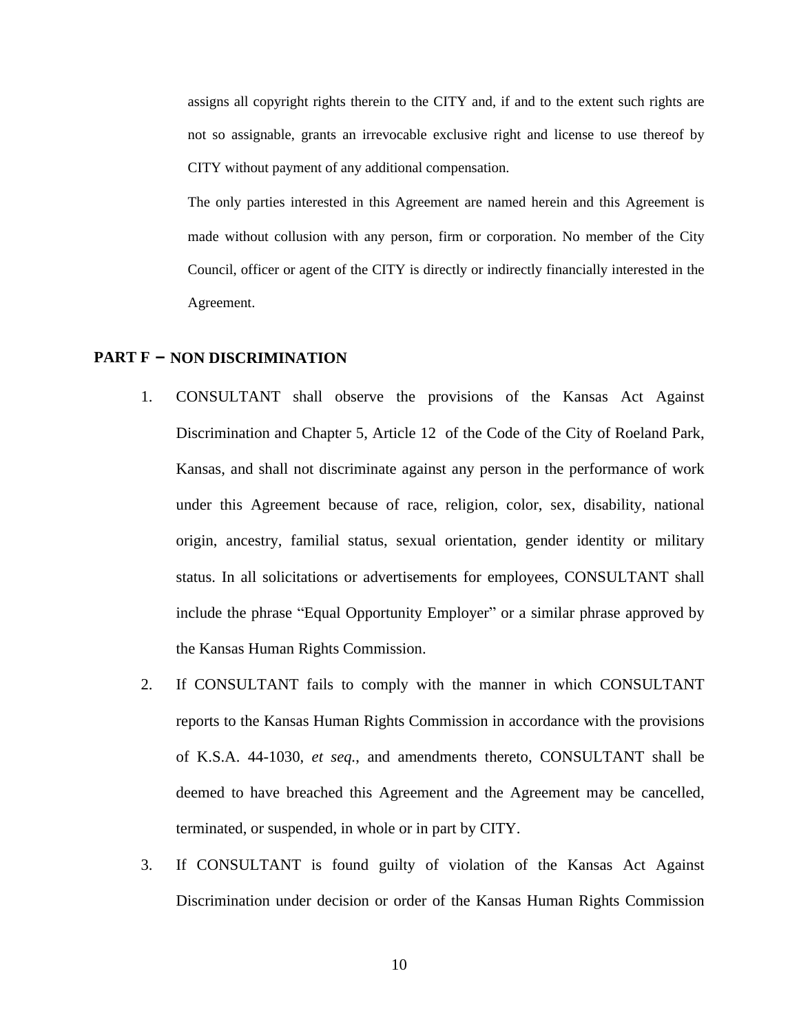assigns all copyright rights therein to the CITY and, if and to the extent such rights are not so assignable, grants an irrevocable exclusive right and license to use thereof by CITY without payment of any additional compensation.

The only parties interested in this Agreement are named herein and this Agreement is made without collusion with any person, firm or corporation. No member of the City Council, officer or agent of the CITY is directly or indirectly financially interested in the Agreement.

## PART F – NON DISCRIMINATION

1. CONSULTANT shall observe the provisions of the Kansas Act Against Discrimination and Chapter 5, Article 12 of the Code of the City of Roeland Park, Kansas, and shall not discriminate against any person in the performance of work under this Agreement because of race, religion, color, sex, disability, national origin, ancestry, familial status, sexual orientation, gender identity or military status. In all solicitations or advertisements for employees, CONSULTANT shall include the phrase "Equal Opportunity Employer" or a similar phrase approved by the Kansas Human Rights Commission.
2. If CONSULTANT fails to comply with the manner in which CONSULTANT reports to the Kansas Human Rights Commission in accordance with the provisions of K.S.A. 44-1030, *et seq.*, and amendments thereto, CONSULTANT shall be deemed to have breached this Agreement and the Agreement may be cancelled, terminated, or suspended, in whole or in part by CITY.
3. If CONSULTANT is found guilty of violation of the Kansas Act Against Discrimination under decision or order of the Kansas Human Rights Commission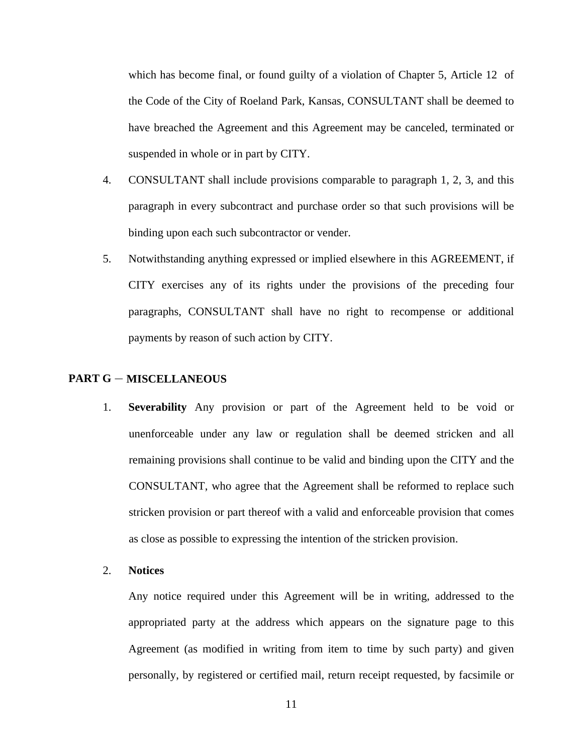which has become final, or found guilty of a violation of Chapter 5, Article 12 of the Code of the City of Roeland Park, Kansas, CONSULTANT shall be deemed to have breached the Agreement and this Agreement may be canceled, terminated or suspended in whole or in part by CITY.

4. CONSULTANT shall include provisions comparable to paragraph 1, 2, 3, and this paragraph in every subcontract and purchase order so that such provisions will be binding upon each such subcontractor or vender.

5. Notwithstanding anything expressed or implied elsewhere in this AGREEMENT, if CITY exercises any of its rights under the provisions of the preceding four paragraphs, CONSULTANT shall have no right to recompense or additional payments by reason of such action by CITY.

**PART G – MISCELLANEOUS**

1. **Severability** Any provision or part of the Agreement held to be void or unenforceable under any law or regulation shall be deemed stricken and all remaining provisions shall continue to be valid and binding upon the CITY and the CONSULTANT, who agree that the Agreement shall be reformed to replace such stricken provision or part thereof with a valid and enforceable provision that comes as close as possible to expressing the intention of the stricken provision.

2. **Notices**

   Any notice required under this Agreement will be in writing, addressed to the appropriated party at the address which appears on the signature page to this Agreement (as modified in writing from item to time by such party) and given personally, by registered or certified mail, return receipt requested, by facsimile or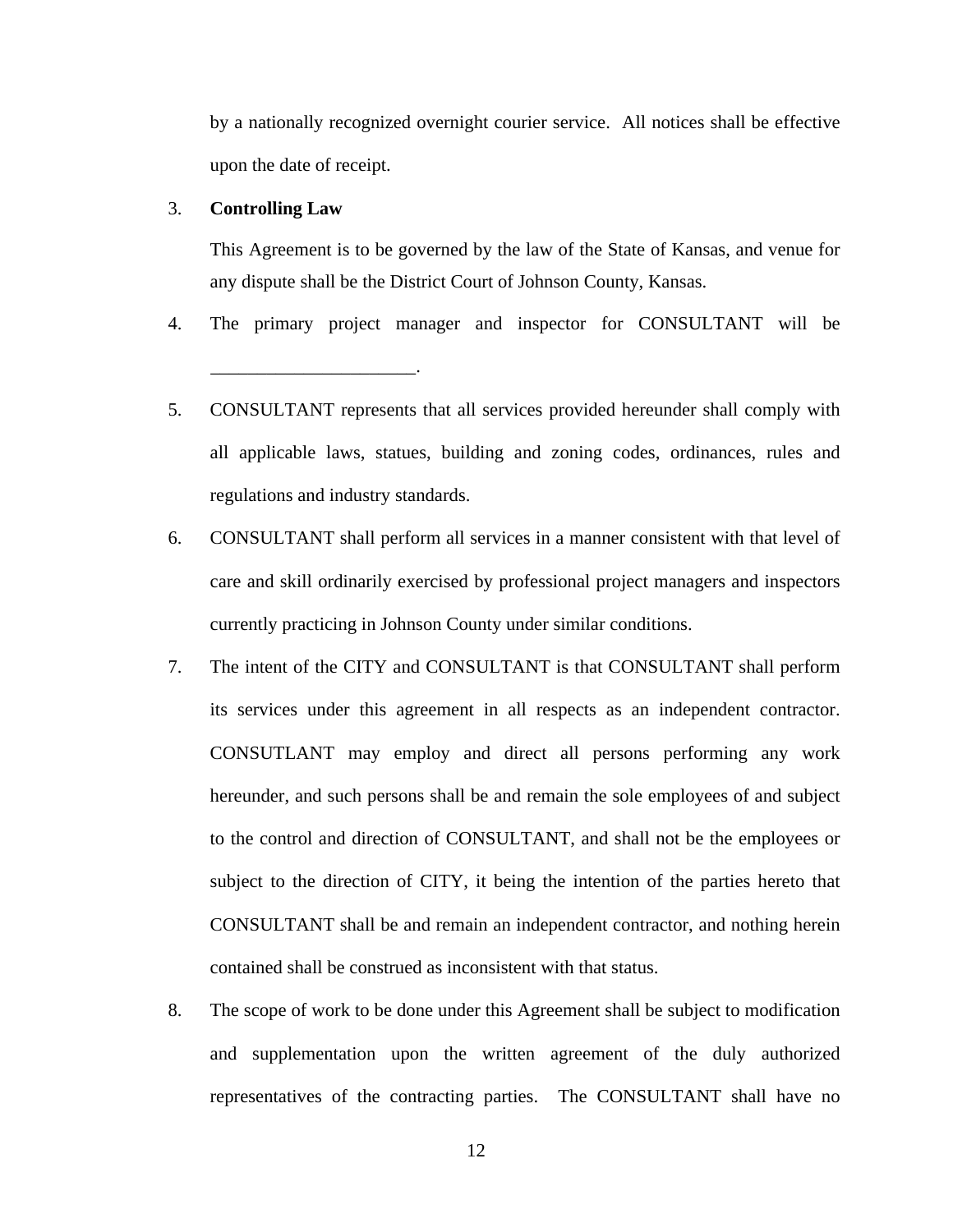by a nationally recognized overnight courier service. All notices shall be effective upon the date of receipt.

3. **Controlling Law**

   This Agreement is to be governed by the law of the State of Kansas, and venue for any dispute shall be the District Court of Johnson County, Kansas.

4. The primary project manager and inspector for CONSULTANT will be ______________________.

5. CONSULTANT represents that all services provided hereunder shall comply with all applicable laws, statues, building and zoning codes, ordinances, rules and regulations and industry standards.

6. CONSULTANT shall perform all services in a manner consistent with that level of care and skill ordinarily exercised by professional project managers and inspectors currently practicing in Johnson County under similar conditions.

7. The intent of the CITY and CONSULTANT is that CONSULTANT shall perform its services under this agreement in all respects as an independent contractor. CONSUTLANT may employ and direct all persons performing any work hereunder, and such persons shall be and remain the sole employees of and subject to the control and direction of CONSULTANT, and shall not be the employees or subject to the direction of CITY, it being the intention of the parties hereto that CONSULTANT shall be and remain an independent contractor, and nothing herein contained shall be construed as inconsistent with that status.

8. The scope of work to be done under this Agreement shall be subject to modification and supplementation upon the written agreement of the duly authorized representatives of the contracting parties. The CONSULTANT shall have no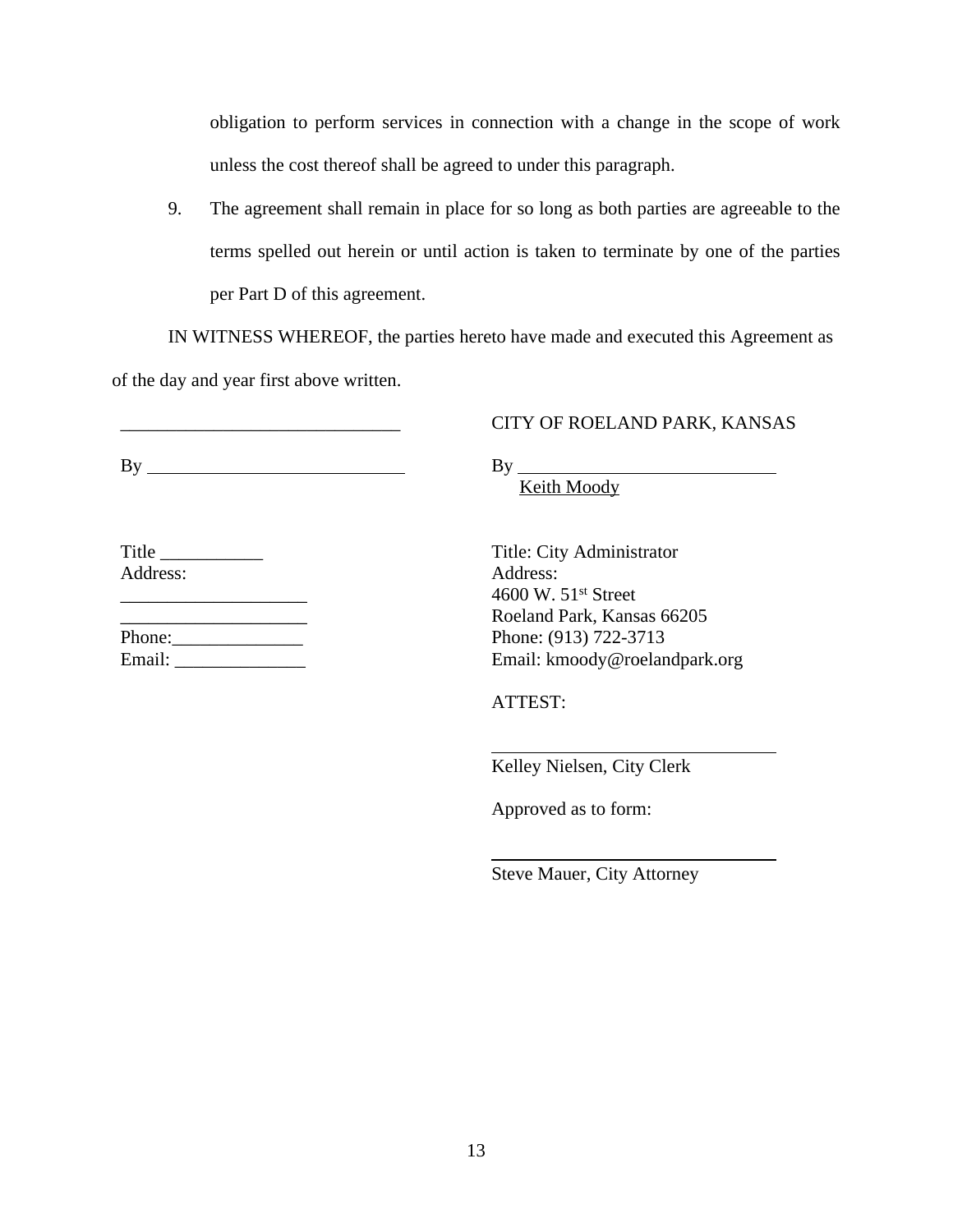obligation to perform services in connection with a change in the scope of work unless the cost thereof shall be agreed to under this paragraph.

9. The agreement shall remain in place for so long as both parties are agreeable to the terms spelled out herein or until action is taken to terminate by one of the parties per Part D of this agreement.

IN WITNESS WHEREOF, the parties hereto have made and executed this Agreement as of the day and year first above written.

______________________________

By ___________________________

Title ___________
Address:
____________________
____________________
Phone:______________
Email: ______________

CITY OF ROELAND PARK, KANSAS

By ____________________________
Keith Moody

Title: City Administrator
Address:
4600 W. 51st Street
Roeland Park, Kansas 66205
Phone: (913) 722-3713
Email: kmoody@roelandpark.org

ATTEST:

______________________________
Kelley Nielsen, City Clerk

Approved as to form:

______________________________
Steve Mauer, City Attorney